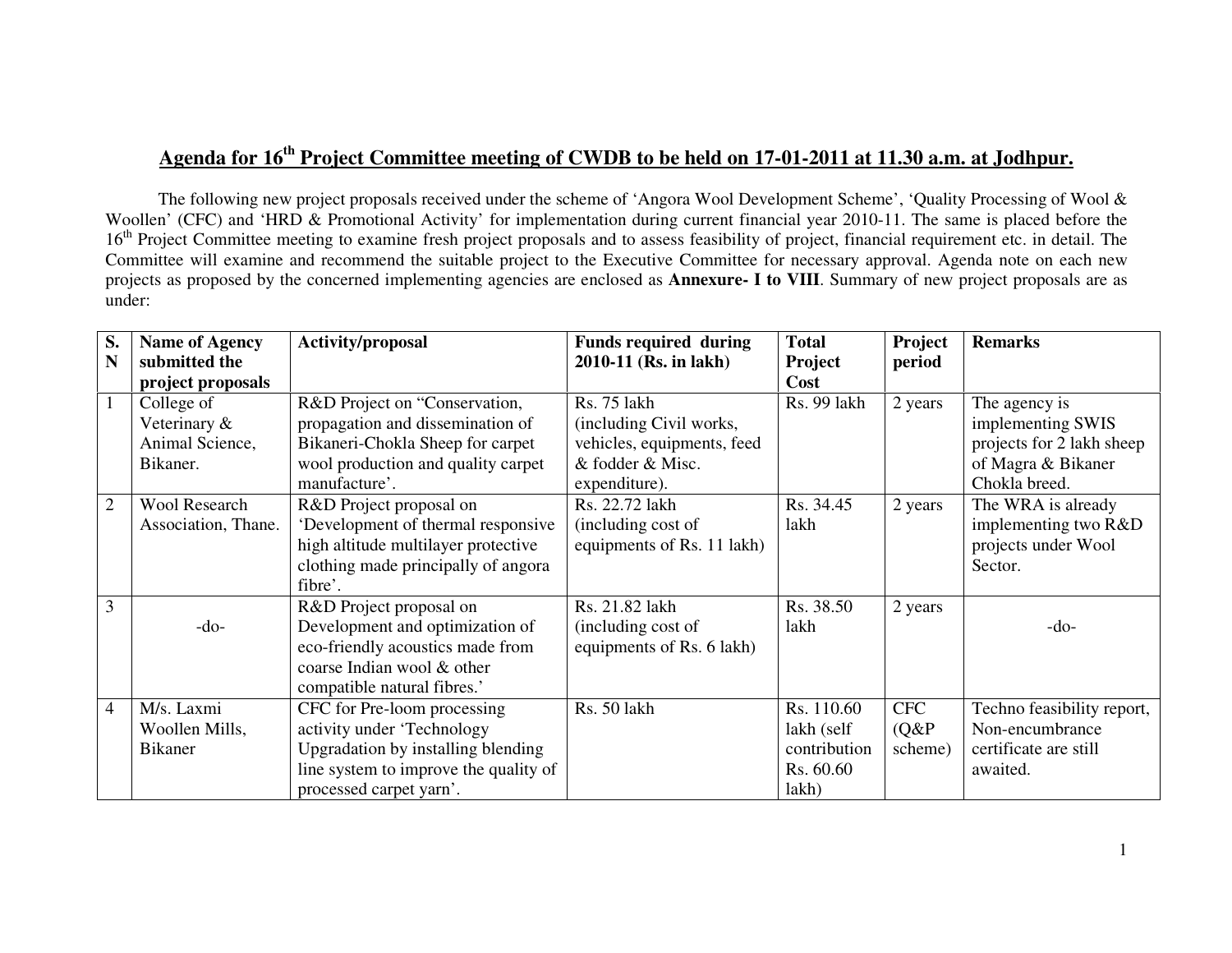## Agenda for 16th Project Committee meeting of CWDB to be held on 17-01-2011 at 11.30 a.m. at Jodhpur.

The following new project proposals received under the scheme of 'Angora Wool Development Scheme', 'Quality Processing of Wool & Woollen' (CFC) and 'HRD & Promotional Activity' for implementation during current financial year 2010-11. The same is placed before the 16th Project Committee meeting to examine fresh project proposals and to assess feasibility of project, financial requirement etc. in detail. The Committee will examine and recommend the suitable project to the Executive Committee for necessary approval. Agenda note on each new projects as proposed by the concerned implementing agencies are enclosed as **Annexure- I to VIII**. Summary of new project proposals are as under:

| S. N | Name of Agency submitted the project proposals | Activity/proposal | Funds required during 2010-11 (Rs. in lakh) | Total Project Cost | Project period | Remarks |
|---|---|---|---|---|---|---|
| 1 | College of Veterinary & Animal Science, Bikaner. | R&D Project on "Conservation, propagation and dissemination of Bikaneri-Chokla Sheep for carpet wool production and quality carpet manufacture'. | Rs. 75 lakh (including Civil works, vehicles, equipments, feed & fodder & Misc. expenditure). | Rs. 99 lakh | 2 years | The agency is implementing SWIS projects for 2 lakh sheep of Magra & Bikaner Chokla breed. |
| 2 | Wool Research Association, Thane. | R&D Project proposal on 'Development of thermal responsive high altitude multilayer protective clothing made principally of angora fibre'. | Rs. 22.72 lakh (including cost of equipments of Rs. 11 lakh) | Rs. 34.45 lakh | 2 years | The WRA is already implementing two R&D projects under Wool Sector. |
| 3 | -do- | R&D Project proposal on Development and optimization of eco-friendly acoustics made from coarse Indian wool & other compatible natural fibres.' | Rs. 21.82 lakh (including cost of equipments of Rs. 6 lakh) | Rs. 38.50 lakh | 2 years | -do- |
| 4 | M/s. Laxmi Woollen Mills, Bikaner | CFC for Pre-loom processing activity under 'Technology Upgradation by installing blending line system to improve the quality of processed carpet yarn'. | Rs. 50 lakh | Rs. 110.60 lakh (self contribution Rs. 60.60 lakh) | CFC (Q&P scheme) | Techno feasibility report, Non-encumbrance certificate are still awaited. |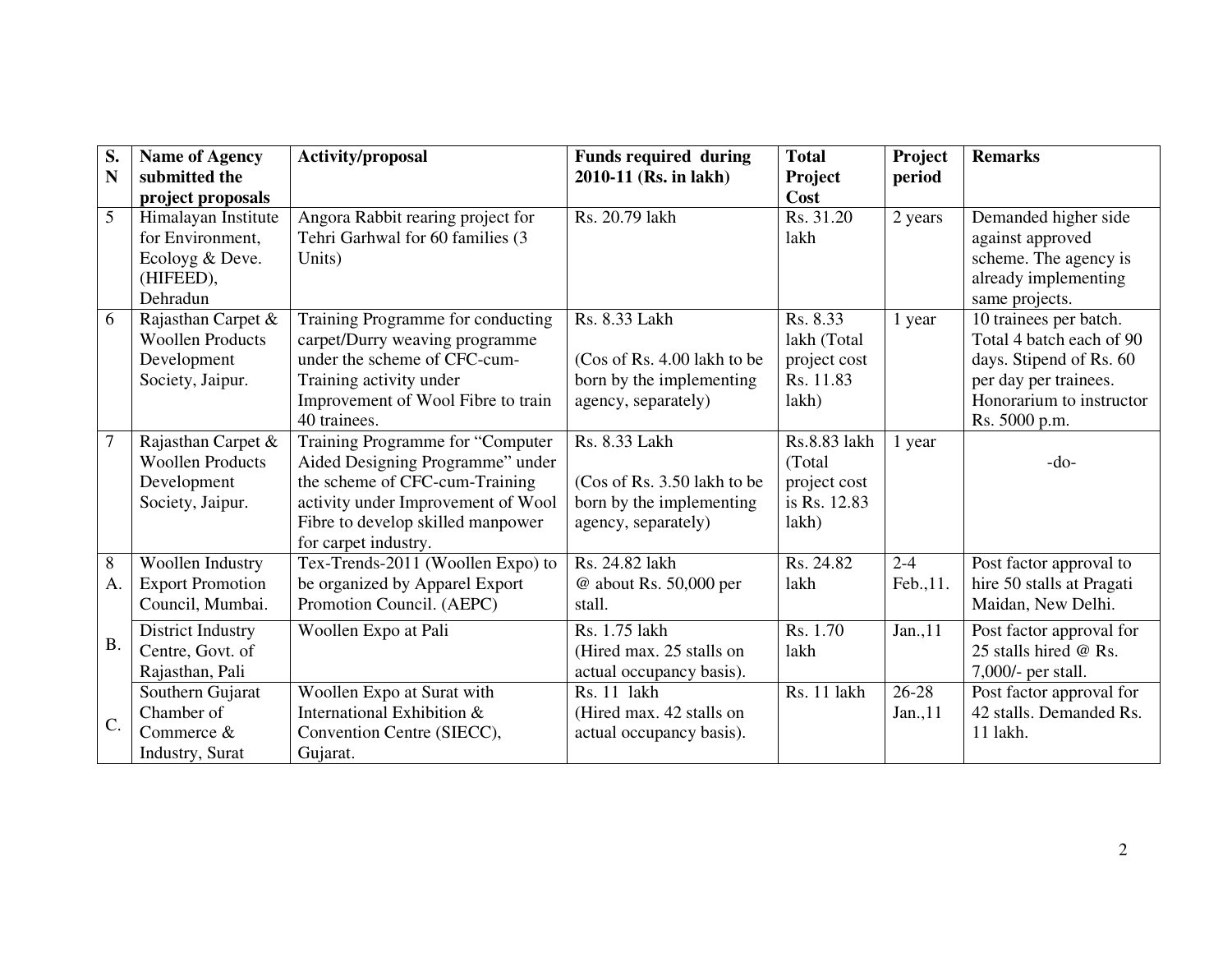| S. N | Name of Agency submitted the project proposals | Activity/proposal | Funds required during 2010-11 (Rs. in lakh) | Total Project Cost | Project period | Remarks |
|---|---|---|---|---|---|---|
| 5 | Himalayan Institute for Environment, Ecoloyg & Deve. (HIFEED), Dehradun | Angora Rabbit rearing project for Tehri Garhwal for 60 families (3 Units) | Rs. 20.79 lakh | Rs. 31.20 lakh | 2 years | Demanded higher side against approved scheme. The agency is already implementing same projects. |
| 6 | Rajasthan Carpet & Woollen Products Development Society, Jaipur. | Training Programme for conducting carpet/Durry weaving programme under the scheme of CFC-cum-Training activity under Improvement of Wool Fibre to train 40 trainees. | Rs. 8.33 Lakh<br><br>(Cos of Rs. 4.00 lakh to be born by the implementing agency, separately) | Rs. 8.33 lakh (Total project cost Rs. 11.83 lakh) | 1 year | 10 trainees per batch. Total 4 batch each of 90 days. Stipend of Rs. 60 per day per trainees. Honorarium to instructor Rs. 5000 p.m. |
| 7 | Rajasthan Carpet & Woollen Products Development Society, Jaipur. | Training Programme for "Computer Aided Designing Programme" under the scheme of CFC-cum-Training activity under Improvement of Wool Fibre to develop skilled manpower for carpet industry. | Rs. 8.33 Lakh<br><br>(Cos of Rs. 3.50 lakh to be born by the implementing agency, separately) | Rs.8.83 lakh (Total project cost is Rs. 12.83 lakh) | 1 year | -do- |
| 8 A. | Woollen Industry Export Promotion Council, Mumbai. | Tex-Trends-2011 (Woollen Expo) to be organized by Apparel Export Promotion Council. (AEPC) | Rs. 24.82 lakh @ about Rs. 50,000 per stall. | Rs. 24.82 lakh | 2-4 Feb.,11. | Post factor approval to hire 50 stalls at Pragati Maidan, New Delhi. |
| B. | District Industry Centre, Govt. of Rajasthan, Pali | Woollen Expo at Pali | Rs. 1.75 lakh (Hired max. 25 stalls on actual occupancy basis). | Rs. 1.70 lakh | Jan.,11 | Post factor approval for 25 stalls hired @ Rs. 7,000/- per stall. |
| C. | Southern Gujarat Chamber of Commerce & Industry, Surat | Woollen Expo at Surat with International Exhibition & Convention Centre (SIECC), Gujarat. | Rs. 11 lakh (Hired max. 42 stalls on actual occupancy basis). | Rs. 11 lakh | 26-28 Jan.,11 | Post factor approval for 42 stalls. Demanded Rs. 11 lakh. |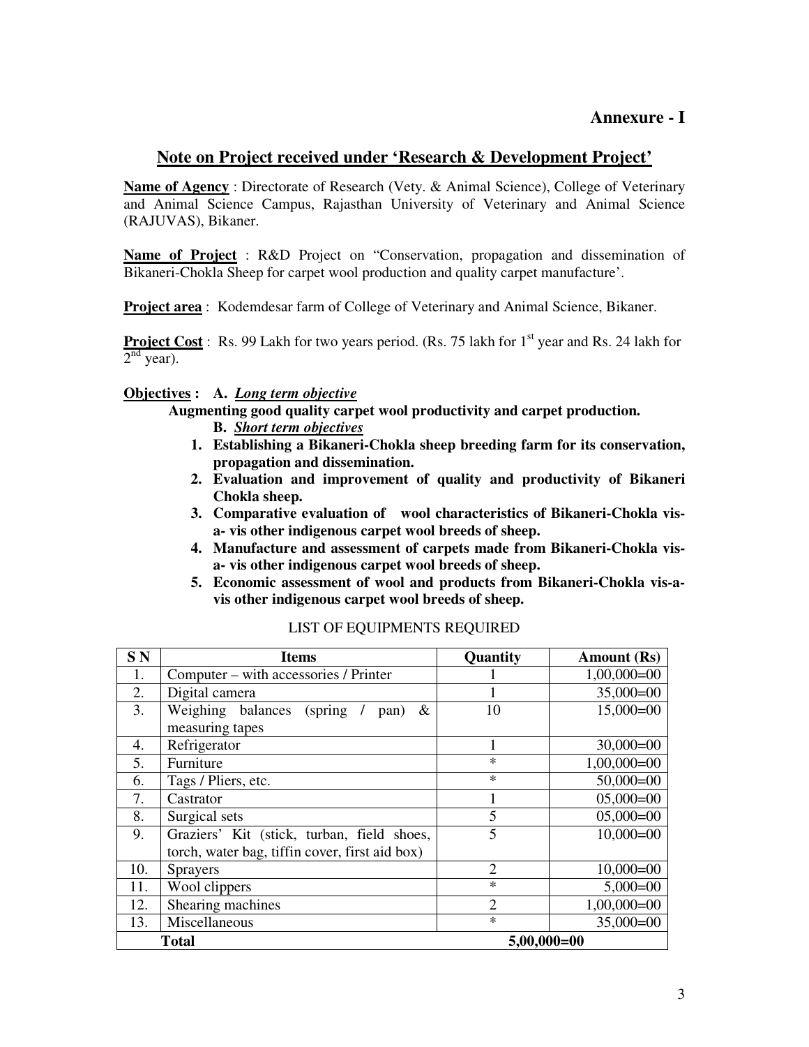**Annexure - I**

## Note on Project received under 'Research & Development Project'

**Name of Agency** : Directorate of Research (Vety. & Animal Science), College of Veterinary and Animal Science Campus, Rajasthan University of Veterinary and Animal Science (RAJUVAS), Bikaner.

**Name of Project** : R&D Project on "Conservation, propagation and dissemination of Bikaneri-Chokla Sheep for carpet wool production and quality carpet manufacture'.

**Project area** : Kodemdesar farm of College of Veterinary and Animal Science, Bikaner.

**Project Cost** : Rs. 99 Lakh for two years period. (Rs. 75 lakh for 1st year and Rs. 24 lakh for 2nd year).

**Objectives :** **A.** ***Long term objective***

**Augmenting good quality carpet wool productivity and carpet production.**

**B.** ***Short term objectives***

1. **Establishing a Bikaneri-Chokla sheep breeding farm for its conservation, propagation and dissemination.**
2. **Evaluation and improvement of quality and productivity of Bikaneri Chokla sheep.**
3. **Comparative evaluation of wool characteristics of Bikaneri-Chokla vis-a- vis other indigenous carpet wool breeds of sheep.**
4. **Manufacture and assessment of carpets made from Bikaneri-Chokla vis-a- vis other indigenous carpet wool breeds of sheep.**
5. **Economic assessment of wool and products from Bikaneri-Chokla vis-a-vis other indigenous carpet wool breeds of sheep.**

LIST OF EQUIPMENTS REQUIRED

| S N | Items | Quantity | Amount (Rs) |
|---|---|---|---|
| 1. | Computer – with accessories / Printer | 1 | 1,00,000=00 |
| 2. | Digital camera | 1 | 35,000=00 |
| 3. | Weighing balances (spring / pan) & measuring tapes | 10 | 15,000=00 |
| 4. | Refrigerator | 1 | 30,000=00 |
| 5. | Furniture | * | 1,00,000=00 |
| 6. | Tags / Pliers, etc. | * | 50,000=00 |
| 7. | Castrator | 1 | 05,000=00 |
| 8. | Surgical sets | 5 | 05,000=00 |
| 9. | Graziers' Kit (stick, turban, field shoes, torch, water bag, tiffin cover, first aid box) | 5 | 10,000=00 |
| 10. | Sprayers | 2 | 10,000=00 |
| 11. | Wool clippers | * | 5,000=00 |
| 12. | Shearing machines | 2 | 1,00,000=00 |
| 13. | Miscellaneous | * | 35,000=00 |
| **Total** | | **5,00,000=00** | |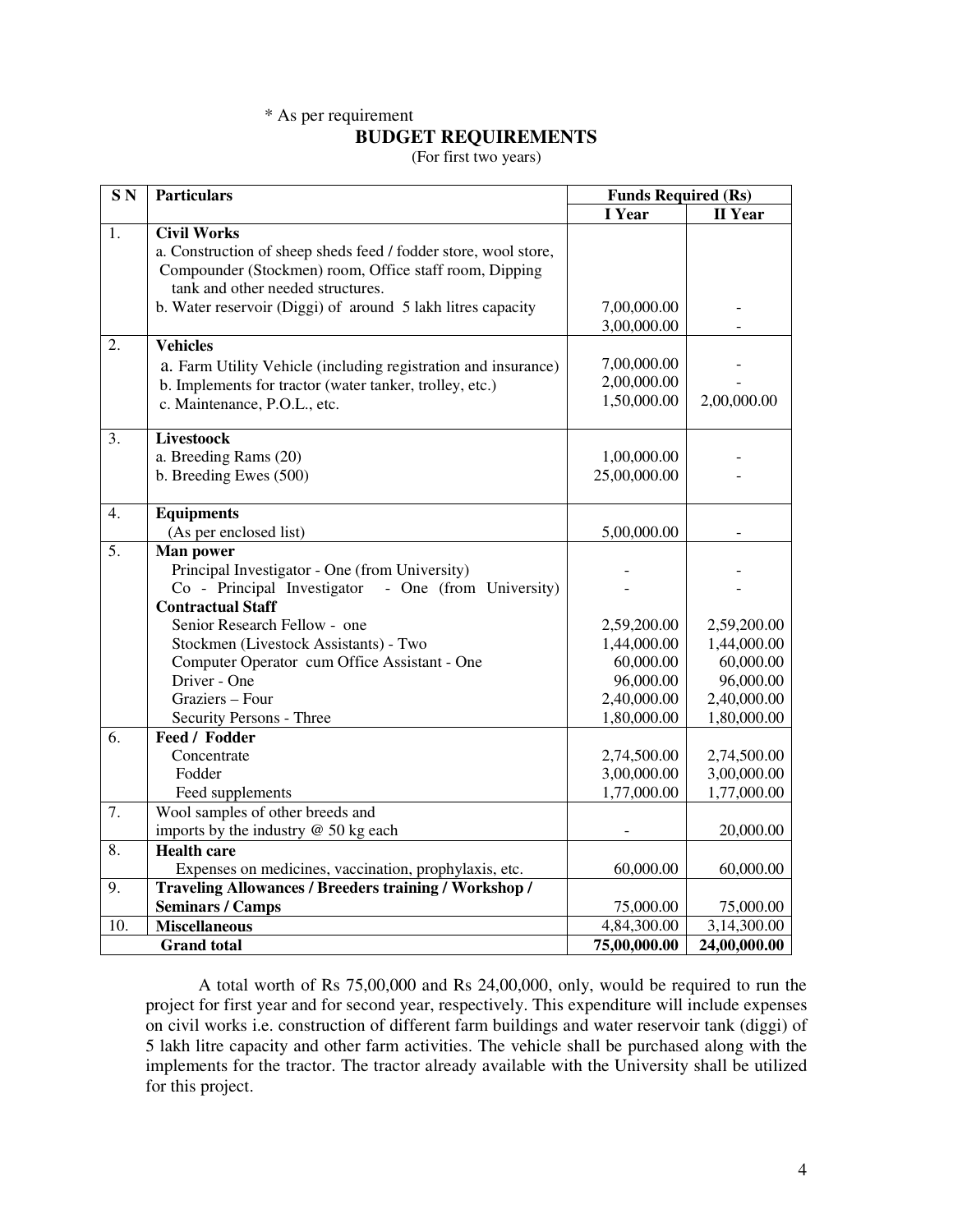* As per requirement

## BUDGET REQUIREMENTS

(For first two years)

| S N | Particulars | Funds Required (Rs) | |
|---|---|---|---|
| | | I Year | II Year |
| 1. | **Civil Works** | | |
| | a. Construction of sheep sheds feed / fodder store, wool store, Compounder (Stockmen) room, Office staff room, Dipping tank and other needed structures. | 7,00,000.00 | - |
| | b. Water reservoir (Diggi) of around 5 lakh litres capacity | 3,00,000.00 | - |
| 2. | **Vehicles** | | |
| | a. Farm Utility Vehicle (including registration and insurance) | 7,00,000.00 | - |
| | b. Implements for tractor (water tanker, trolley, etc.) | 2,00,000.00 | - |
| | c. Maintenance, P.O.L., etc. | 1,50,000.00 | 2,00,000.00 |
| 3. | **Livestoock** | | |
| | a. Breeding Rams (20) | 1,00,000.00 | - |
| | b. Breeding Ewes (500) | 25,00,000.00 | - |
| 4. | **Equipments** | | |
| | (As per enclosed list) | 5,00,000.00 | - |
| 5. | **Man power** | | |
| | Principal Investigator - One (from University) | - | - |
| | Co - Principal Investigator - One (from University) | - | - |
| | **Contractual Staff** | | |
| | Senior Research Fellow - one | 2,59,200.00 | 2,59,200.00 |
| | Stockmen (Livestock Assistants) - Two | 1,44,000.00 | 1,44,000.00 |
| | Computer Operator cum Office Assistant - One | 60,000.00 | 60,000.00 |
| | Driver - One | 96,000.00 | 96,000.00 |
| | Graziers – Four | 2,40,000.00 | 2,40,000.00 |
| | Security Persons - Three | 1,80,000.00 | 1,80,000.00 |
| 6. | **Feed / Fodder** | | |
| | Concentrate | 2,74,500.00 | 2,74,500.00 |
| | Fodder | 3,00,000.00 | 3,00,000.00 |
| | Feed supplements | 1,77,000.00 | 1,77,000.00 |
| 7. | Wool samples of other breeds and imports by the industry @ 50 kg each | - | 20,000.00 |
| 8. | **Health care** | | |
| | Expenses on medicines, vaccination, prophylaxis, etc. | 60,000.00 | 60,000.00 |
| 9. | **Traveling Allowances / Breeders training / Workshop / Seminars / Camps** | 75,000.00 | 75,000.00 |
| 10. | **Miscellaneous** | 4,84,300.00 | 3,14,300.00 |
| | **Grand total** | **75,00,000.00** | **24,00,000.00** |

A total worth of Rs 75,00,000 and Rs 24,00,000, only, would be required to run the project for first year and for second year, respectively. This expenditure will include expenses on civil works i.e. construction of different farm buildings and water reservoir tank (diggi) of 5 lakh litre capacity and other farm activities. The vehicle shall be purchased along with the implements for the tractor. The tractor already available with the University shall be utilized for this project.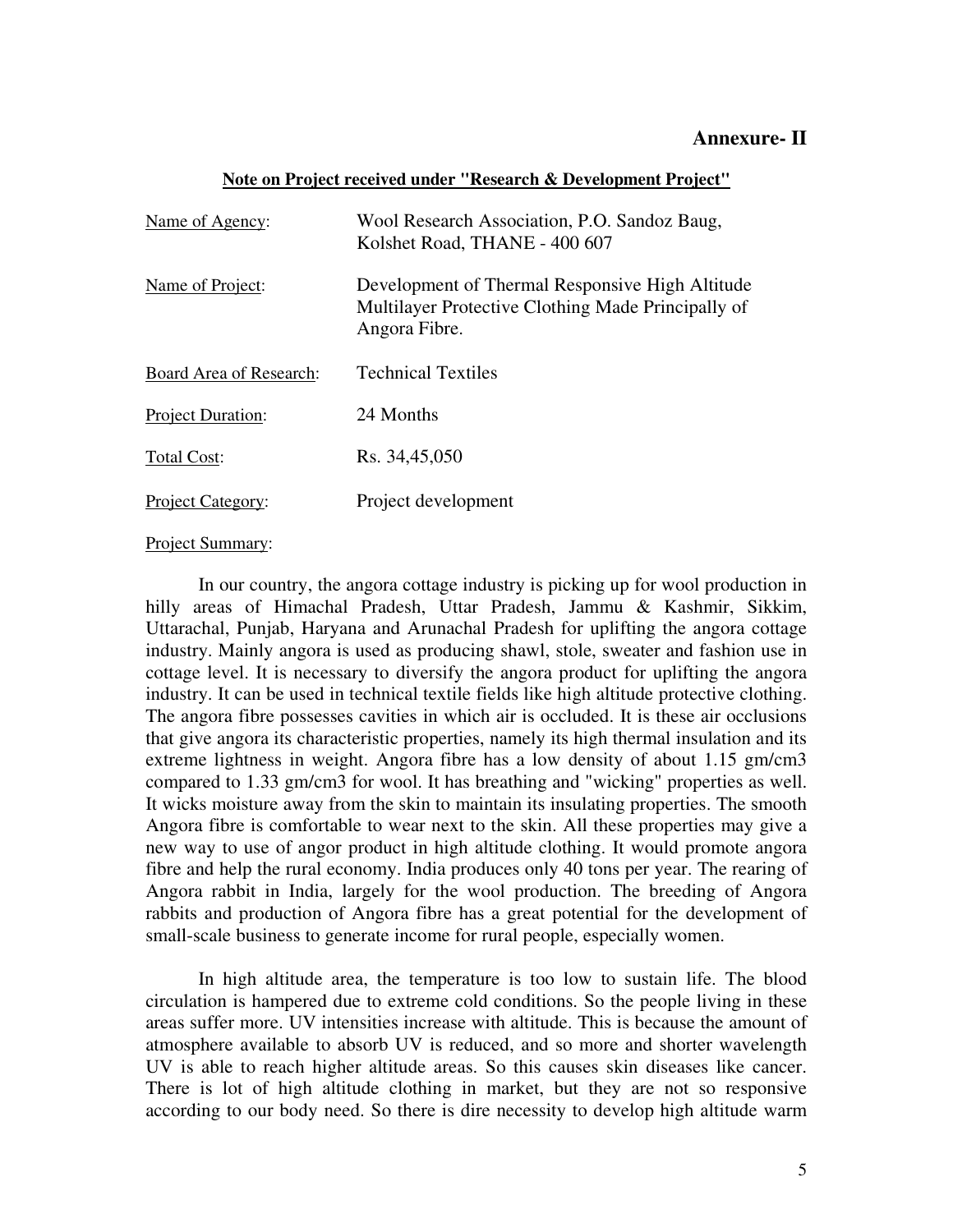**Annexure- II**

**Note on Project received under "Research & Development Project"**

| | |
|---|---|
| Name of Agency: | Wool Research Association, P.O. Sandoz Baug, Kolshet Road, THANE - 400 607 |
| Name of Project: | Development of Thermal Responsive High Altitude Multilayer Protective Clothing Made Principally of Angora Fibre. |
| Board Area of Research: | Technical Textiles |
| Project Duration: | 24 Months |
| Total Cost: | Rs. 34,45,050 |
| Project Category: | Project development |

Project Summary:

In our country, the angora cottage industry is picking up for wool production in hilly areas of Himachal Pradesh, Uttar Pradesh, Jammu & Kashmir, Sikkim, Uttarachal, Punjab, Haryana and Arunachal Pradesh for uplifting the angora cottage industry. Mainly angora is used as producing shawl, stole, sweater and fashion use in cottage level. It is necessary to diversify the angora product for uplifting the angora industry. It can be used in technical textile fields like high altitude protective clothing. The angora fibre possesses cavities in which air is occluded. It is these air occlusions that give angora its characteristic properties, namely its high thermal insulation and its extreme lightness in weight. Angora fibre has a low density of about 1.15 gm/cm3 compared to 1.33 gm/cm3 for wool. It has breathing and "wicking" properties as well. It wicks moisture away from the skin to maintain its insulating properties. The smooth Angora fibre is comfortable to wear next to the skin. All these properties may give a new way to use of angor product in high altitude clothing. It would promote angora fibre and help the rural economy. India produces only 40 tons per year. The rearing of Angora rabbit in India, largely for the wool production. The breeding of Angora rabbits and production of Angora fibre has a great potential for the development of small-scale business to generate income for rural people, especially women.

In high altitude area, the temperature is too low to sustain life. The blood circulation is hampered due to extreme cold conditions. So the people living in these areas suffer more. UV intensities increase with altitude. This is because the amount of atmosphere available to absorb UV is reduced, and so more and shorter wavelength UV is able to reach higher altitude areas. So this causes skin diseases like cancer. There is lot of high altitude clothing in market, but they are not so responsive according to our body need. So there is dire necessity to develop high altitude warm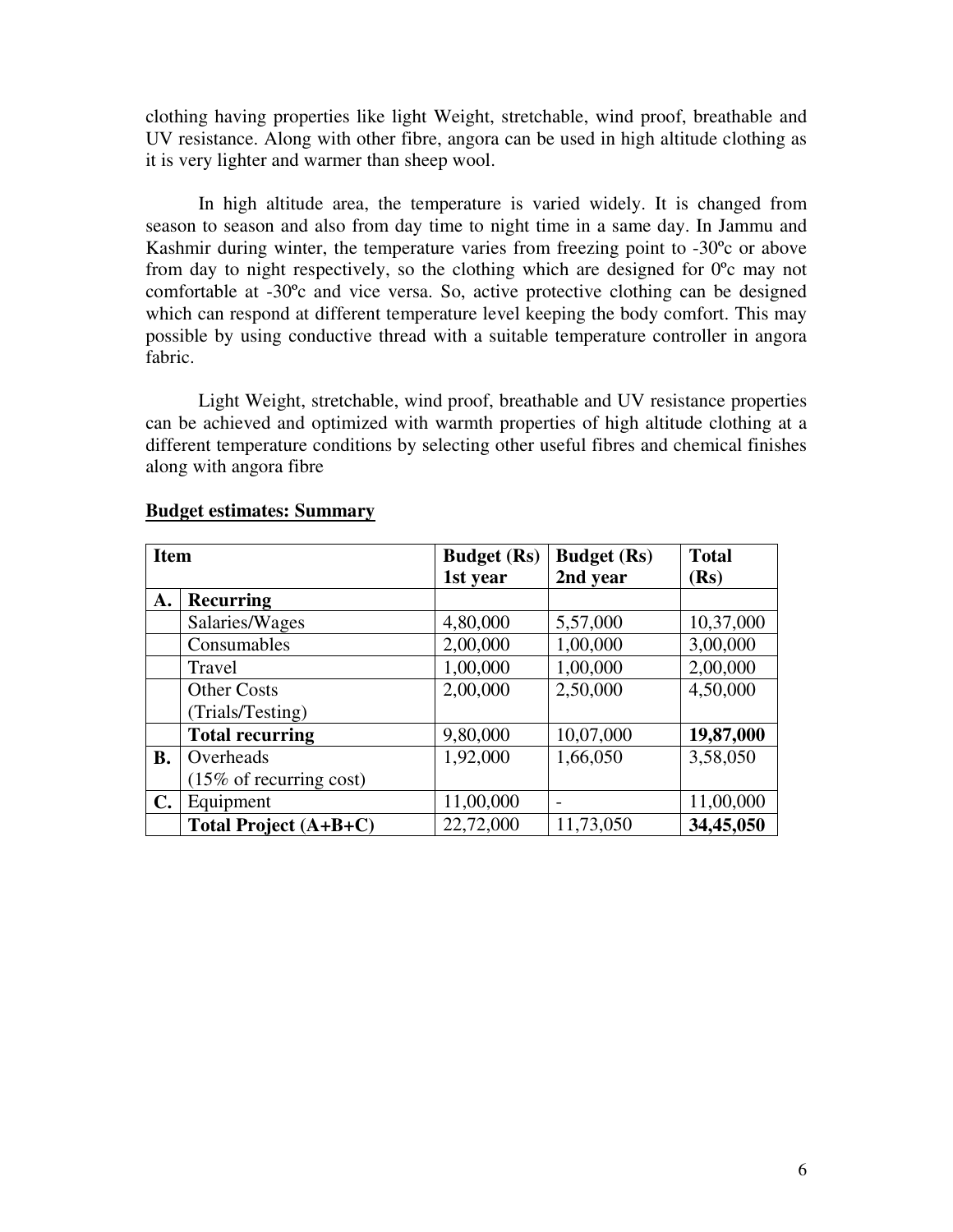clothing having properties like light Weight, stretchable, wind proof, breathable and UV resistance. Along with other fibre, angora can be used in high altitude clothing as it is very lighter and warmer than sheep wool.

In high altitude area, the temperature is varied widely. It is changed from season to season and also from day time to night time in a same day. In Jammu and Kashmir during winter, the temperature varies from freezing point to -30ºc or above from day to night respectively, so the clothing which are designed for 0ºc may not comfortable at -30ºc and vice versa. So, active protective clothing can be designed which can respond at different temperature level keeping the body comfort. This may possible by using conductive thread with a suitable temperature controller in angora fabric.

Light Weight, stretchable, wind proof, breathable and UV resistance properties can be achieved and optimized with warmth properties of high altitude clothing at a different temperature conditions by selecting other useful fibres and chemical finishes along with angora fibre

**Budget estimates: Summary**

| **Item** | | **Budget (Rs) 1st year** | **Budget (Rs) 2nd year** | **Total (Rs)** |
|---|---|---|---|---|
| **A.** | **Recurring** | | | |
| | Salaries/Wages | 4,80,000 | 5,57,000 | 10,37,000 |
| | Consumables | 2,00,000 | 1,00,000 | 3,00,000 |
| | Travel | 1,00,000 | 1,00,000 | 2,00,000 |
| | Other Costs (Trials/Testing) | 2,00,000 | 2,50,000 | 4,50,000 |
| | **Total recurring** | 9,80,000 | 10,07,000 | **19,87,000** |
| **B.** | Overheads (15% of recurring cost) | 1,92,000 | 1,66,050 | 3,58,050 |
| **C.** | Equipment | 11,00,000 | - | 11,00,000 |
| | **Total Project (A+B+C)** | 22,72,000 | 11,73,050 | **34,45,050** |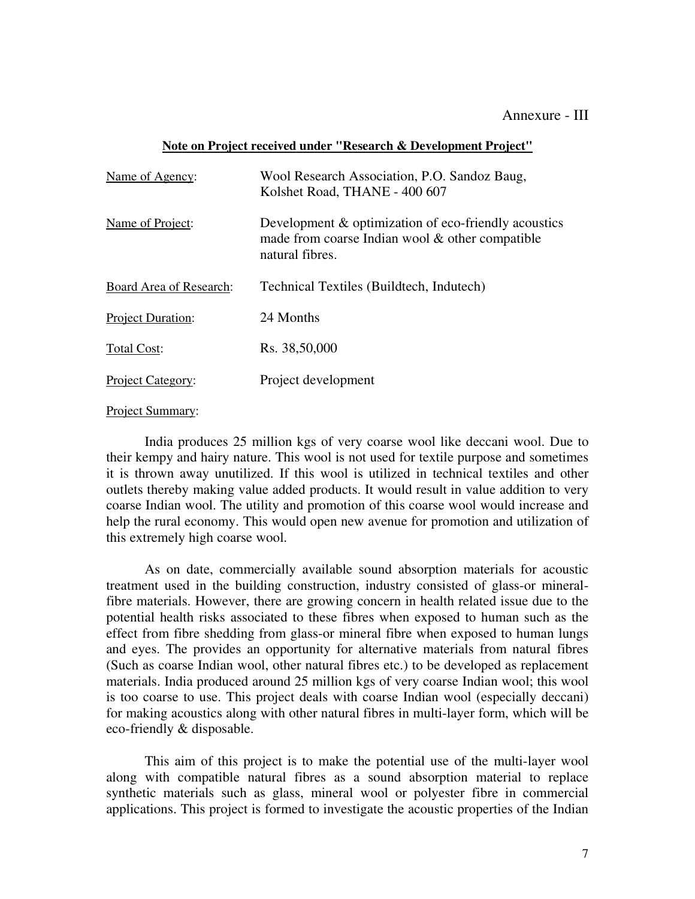Annexure - III

**Note on Project received under "Research & Development Project"**

| | |
|---|---|
| Name of Agency: | Wool Research Association, P.O. Sandoz Baug, Kolshet Road, THANE - 400 607 |
| Name of Project: | Development & optimization of eco-friendly acoustics made from coarse Indian wool & other compatible natural fibres. |
| Board Area of Research: | Technical Textiles (Buildtech, Indutech) |
| Project Duration: | 24 Months |
| Total Cost: | Rs. 38,50,000 |
| Project Category: | Project development |

Project Summary:

India produces 25 million kgs of very coarse wool like deccani wool. Due to their kempy and hairy nature. This wool is not used for textile purpose and sometimes it is thrown away unutilized. If this wool is utilized in technical textiles and other outlets thereby making value added products. It would result in value addition to very coarse Indian wool. The utility and promotion of this coarse wool would increase and help the rural economy. This would open new avenue for promotion and utilization of this extremely high coarse wool.

As on date, commercially available sound absorption materials for acoustic treatment used in the building construction, industry consisted of glass-or mineral-fibre materials. However, there are growing concern in health related issue due to the potential health risks associated to these fibres when exposed to human such as the effect from fibre shedding from glass-or mineral fibre when exposed to human lungs and eyes. The provides an opportunity for alternative materials from natural fibres (Such as coarse Indian wool, other natural fibres etc.) to be developed as replacement materials. India produced around 25 million kgs of very coarse Indian wool; this wool is too coarse to use. This project deals with coarse Indian wool (especially deccani) for making acoustics along with other natural fibres in multi-layer form, which will be eco-friendly & disposable.

This aim of this project is to make the potential use of the multi-layer wool along with compatible natural fibres as a sound absorption material to replace synthetic materials such as glass, mineral wool or polyester fibre in commercial applications. This project is formed to investigate the acoustic properties of the Indian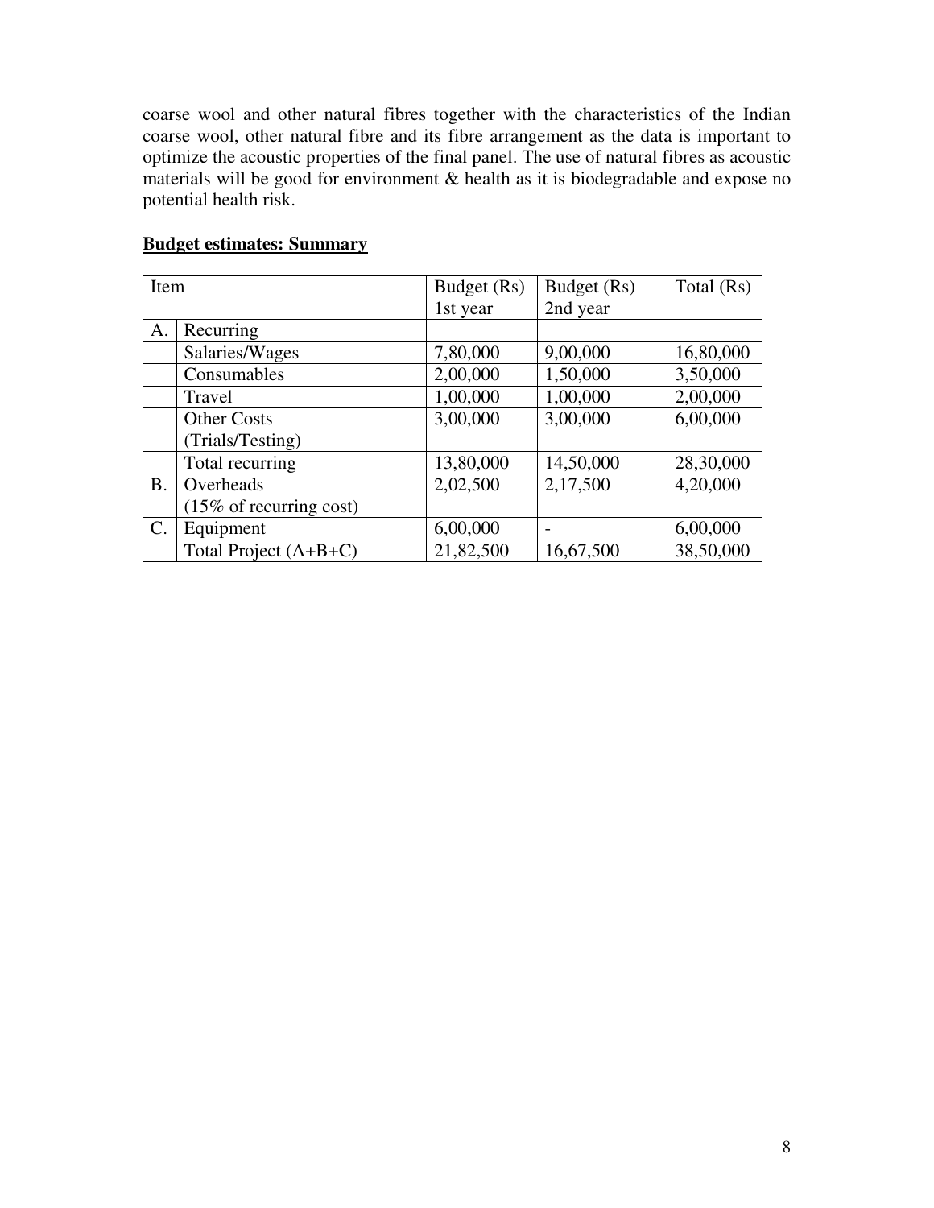coarse wool and other natural fibres together with the characteristics of the Indian coarse wool, other natural fibre and its fibre arrangement as the data is important to optimize the acoustic properties of the final panel. The use of natural fibres as acoustic materials will be good for environment & health as it is biodegradable and expose no potential health risk.

**Budget estimates: Summary**

| Item | | Budget (Rs) 1st year | Budget (Rs) 2nd year | Total (Rs) |
|---|---|---|---|---|
| A. | Recurring | | | |
| | Salaries/Wages | 7,80,000 | 9,00,000 | 16,80,000 |
| | Consumables | 2,00,000 | 1,50,000 | 3,50,000 |
| | Travel | 1,00,000 | 1,00,000 | 2,00,000 |
| | Other Costs (Trials/Testing) | 3,00,000 | 3,00,000 | 6,00,000 |
| | Total recurring | 13,80,000 | 14,50,000 | 28,30,000 |
| B. | Overheads (15% of recurring cost) | 2,02,500 | 2,17,500 | 4,20,000 |
| C. | Equipment | 6,00,000 | - | 6,00,000 |
| | Total Project (A+B+C) | 21,82,500 | 16,67,500 | 38,50,000 |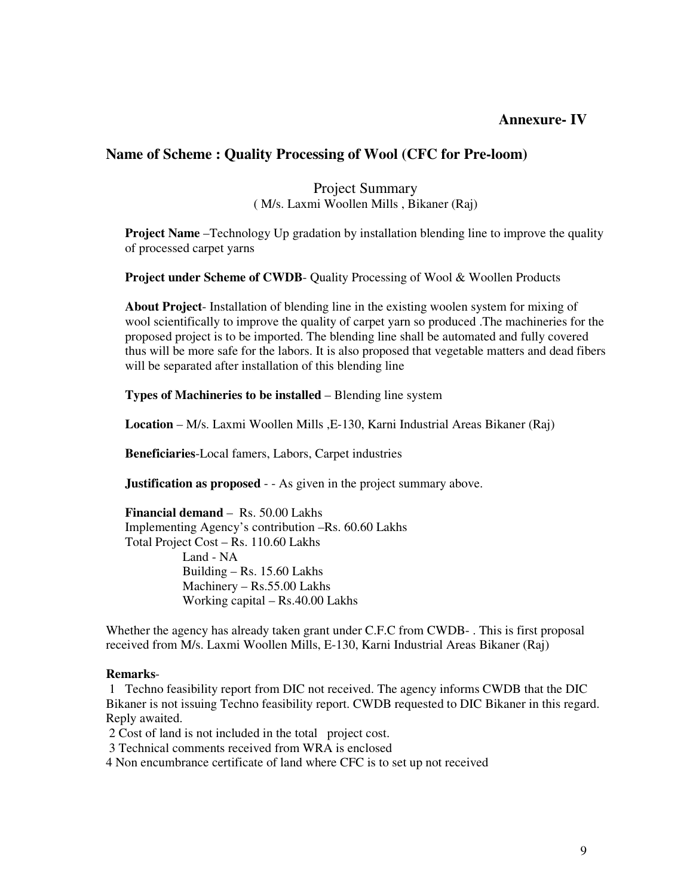**Annexure- IV**

## Name of Scheme : Quality Processing of Wool (CFC for Pre-loom)

Project Summary
( M/s. Laxmi Woollen Mills , Bikaner (Raj)

**Project Name** –Technology Up gradation by installation blending line to improve the quality of processed carpet yarns

**Project under Scheme of CWDB**- Quality Processing of Wool & Woollen Products

**About Project**- Installation of blending line in the existing woolen system for mixing of wool scientifically to improve the quality of carpet yarn so produced .The machineries for the proposed project is to be imported. The blending line shall be automated and fully covered thus will be more safe for the labors. It is also proposed that vegetable matters and dead fibers will be separated after installation of this blending line

**Types of Machineries to be installed** – Blending line system

**Location** – M/s. Laxmi Woollen Mills ,E-130, Karni Industrial Areas Bikaner (Raj)

**Beneficiaries**-Local famers, Labors, Carpet industries

**Justification as proposed** - - As given in the project summary above.

**Financial demand** – Rs. 50.00 Lakhs
Implementing Agency's contribution –Rs. 60.60 Lakhs
Total Project Cost – Rs. 110.60 Lakhs
- Land - NA
- Building – Rs. 15.60 Lakhs
- Machinery – Rs.55.00 Lakhs
- Working capital – Rs.40.00 Lakhs

Whether the agency has already taken grant under C.F.C from CWDB- . This is first proposal received from M/s. Laxmi Woollen Mills, E-130, Karni Industrial Areas Bikaner (Raj)

**Remarks**-

1 Techno feasibility report from DIC not received. The agency informs CWDB that the DIC Bikaner is not issuing Techno feasibility report. CWDB requested to DIC Bikaner in this regard. Reply awaited.

2 Cost of land is not included in the total project cost.

3 Technical comments received from WRA is enclosed

4 Non encumbrance certificate of land where CFC is to set up not received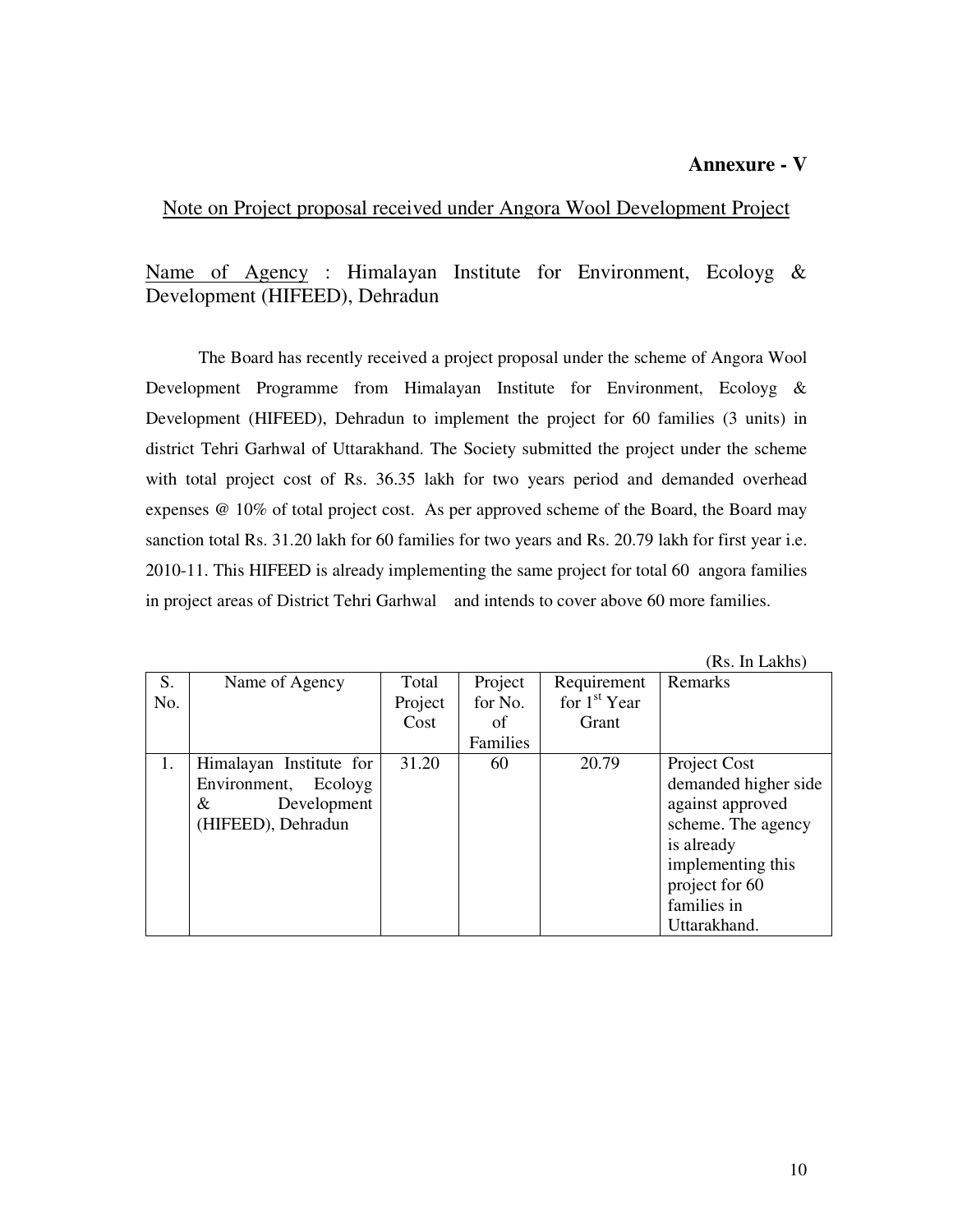**Annexure - V**

<u>Note on Project proposal received under Angora Wool Development Project</u>

<u>Name of Agency</u> : Himalayan Institute for Environment, Ecoloyg & Development (HIFEED), Dehradun

The Board has recently received a project proposal under the scheme of Angora Wool Development Programme from Himalayan Institute for Environment, Ecoloyg & Development (HIFEED), Dehradun to implement the project for 60 families (3 units) in district Tehri Garhwal of Uttarakhand. The Society submitted the project under the scheme with total project cost of Rs. 36.35 lakh for two years period and demanded overhead expenses @ 10% of total project cost. As per approved scheme of the Board, the Board may sanction total Rs. 31.20 lakh for 60 families for two years and Rs. 20.79 lakh for first year i.e. 2010-11. This HIFEED is already implementing the same project for total 60 angora families in project areas of District Tehri Garhwal and intends to cover above 60 more families.

(Rs. In Lakhs)

| S. No. | Name of Agency | Total Project Cost | Project for No. of Families | Requirement for 1st Year Grant | Remarks |
|---|---|---|---|---|---|
| 1. | Himalayan Institute for Environment, Ecoloyg & Development (HIFEED), Dehradun | 31.20 | 60 | 20.79 | Project Cost demanded higher side against approved scheme. The agency is already implementing this project for 60 families in Uttarakhand. |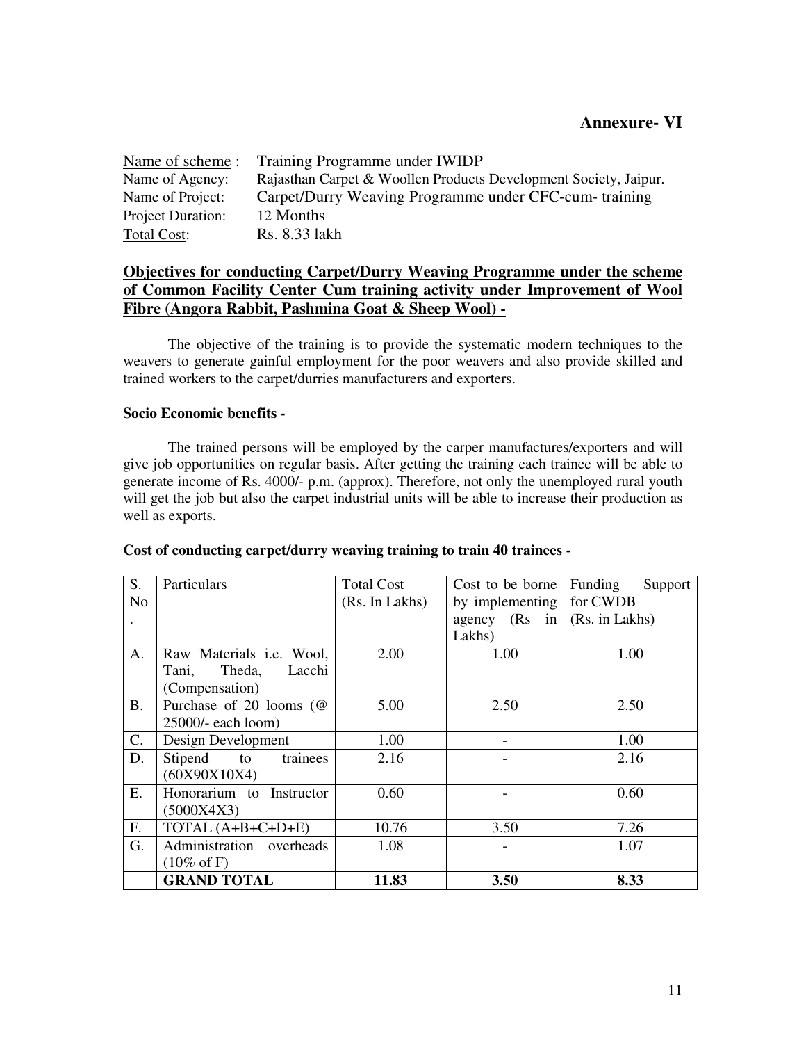# Annexure- VI

Name of scheme : Training Programme under IWIDP
Name of Agency: Rajasthan Carpet & Woollen Products Development Society, Jaipur.
Name of Project: Carpet/Durry Weaving Programme under CFC-cum- training
Project Duration: 12 Months
Total Cost: Rs. 8.33 lakh

## Objectives for conducting Carpet/Durry Weaving Programme under the scheme of Common Facility Center Cum training activity under Improvement of Wool Fibre (Angora Rabbit, Pashmina Goat & Sheep Wool) -

The objective of the training is to provide the systematic modern techniques to the weavers to generate gainful employment for the poor weavers and also provide skilled and trained workers to the carpet/durries manufacturers and exporters.

**Socio Economic benefits -**

The trained persons will be employed by the carper manufactures/exporters and will give job opportunities on regular basis. After getting the training each trainee will be able to generate income of Rs. 4000/- p.m. (approx). Therefore, not only the unemployed rural youth will get the job but also the carpet industrial units will be able to increase their production as well as exports.

**Cost of conducting carpet/durry weaving training to train 40 trainees -**

| S. No. | Particulars | Total Cost (Rs. In Lakhs) | Cost to be borne by implementing agency (Rs in Lakhs) | Funding Support for CWDB (Rs. in Lakhs) |
|---|---|---|---|---|
| A. | Raw Materials i.e. Wool, Tani, Theda, Lacchi (Compensation) | 2.00 | 1.00 | 1.00 |
| B. | Purchase of 20 looms (@ 25000/- each loom) | 5.00 | 2.50 | 2.50 |
| C. | Design Development | 1.00 | - | 1.00 |
| D. | Stipend to trainees (60X90X10X4) | 2.16 | - | 2.16 |
| E. | Honorarium to Instructor (5000X4X3) | 0.60 | - | 0.60 |
| F. | TOTAL (A+B+C+D+E) | 10.76 | 3.50 | 7.26 |
| G. | Administration overheads (10% of F) | 1.08 | - | 1.07 |
| | **GRAND TOTAL** | **11.83** | **3.50** | **8.33** |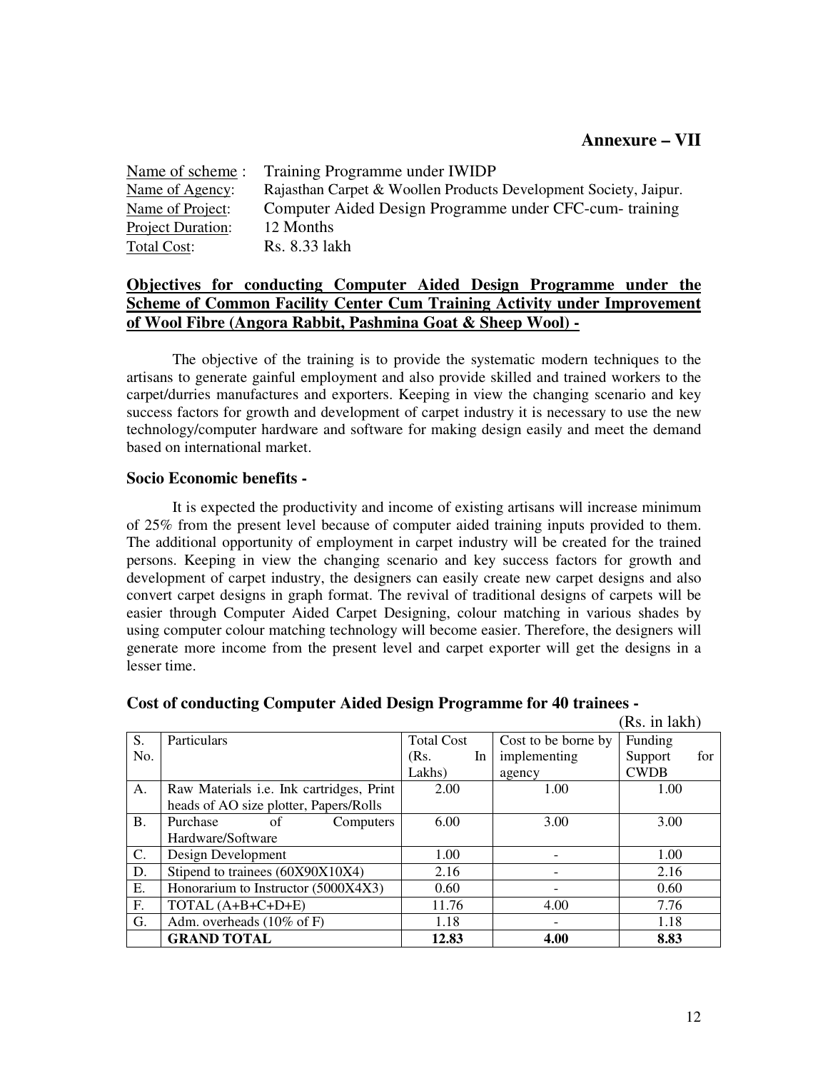## Annexure – VII

Name of scheme : Training Programme under IWIDP
Name of Agency: Rajasthan Carpet & Woollen Products Development Society, Jaipur.
Name of Project: Computer Aided Design Programme under CFC-cum- training
Project Duration: 12 Months
Total Cost: Rs. 8.33 lakh

**Objectives for conducting Computer Aided Design Programme under the Scheme of Common Facility Center Cum Training Activity under Improvement of Wool Fibre (Angora Rabbit, Pashmina Goat & Sheep Wool) -**

The objective of the training is to provide the systematic modern techniques to the artisans to generate gainful employment and also provide skilled and trained workers to the carpet/durries manufactures and exporters. Keeping in view the changing scenario and key success factors for growth and development of carpet industry it is necessary to use the new technology/computer hardware and software for making design easily and meet the demand based on international market.

### Socio Economic benefits -

It is expected the productivity and income of existing artisans will increase minimum of 25% from the present level because of computer aided training inputs provided to them. The additional opportunity of employment in carpet industry will be created for the trained persons. Keeping in view the changing scenario and key success factors for growth and development of carpet industry, the designers can easily create new carpet designs and also convert carpet designs in graph format. The revival of traditional designs of carpets will be easier through Computer Aided Carpet Designing, colour matching in various shades by using computer colour matching technology will become easier. Therefore, the designers will generate more income from the present level and carpet exporter will get the designs in a lesser time.

### Cost of conducting Computer Aided Design Programme for 40 trainees -

(Rs. in lakh)

| S. No. | Particulars | Total Cost (Rs. In Lakhs) | Cost to be borne by implementing agency | Funding Support for CWDB |
|---|---|---|---|---|
| A. | Raw Materials i.e. Ink cartridges, Print heads of AO size plotter, Papers/Rolls | 2.00 | 1.00 | 1.00 |
| B. | Purchase of Computers Hardware/Software | 6.00 | 3.00 | 3.00 |
| C. | Design Development | 1.00 | - | 1.00 |
| D. | Stipend to trainees (60X90X10X4) | 2.16 | - | 2.16 |
| E. | Honorarium to Instructor (5000X4X3) | 0.60 | - | 0.60 |
| F. | TOTAL (A+B+C+D+E) | 11.76 | 4.00 | 7.76 |
| G. | Adm. overheads (10% of F) | 1.18 | - | 1.18 |
| | **GRAND TOTAL** | **12.83** | **4.00** | **8.83** |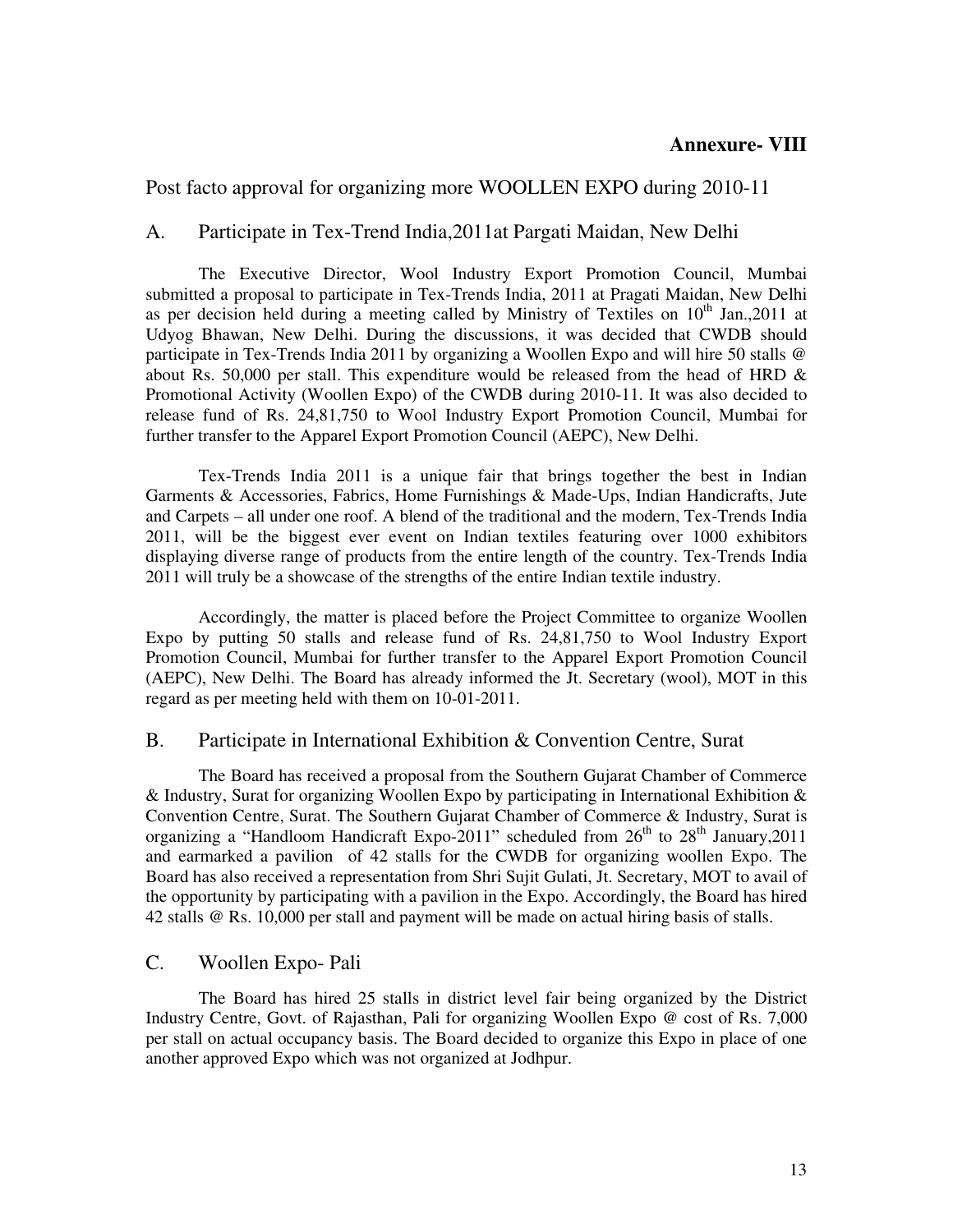**Annexure- VIII**

Post facto approval for organizing more WOOLLEN EXPO during 2010-11

## A. Participate in Tex-Trend India,2011at Pargati Maidan, New Delhi

The Executive Director, Wool Industry Export Promotion Council, Mumbai submitted a proposal to participate in Tex-Trends India, 2011 at Pragati Maidan, New Delhi as per decision held during a meeting called by Ministry of Textiles on 10th Jan.,2011 at Udyog Bhawan, New Delhi. During the discussions, it was decided that CWDB should participate in Tex-Trends India 2011 by organizing a Woollen Expo and will hire 50 stalls @ about Rs. 50,000 per stall. This expenditure would be released from the head of HRD & Promotional Activity (Woollen Expo) of the CWDB during 2010-11. It was also decided to release fund of Rs. 24,81,750 to Wool Industry Export Promotion Council, Mumbai for further transfer to the Apparel Export Promotion Council (AEPC), New Delhi.

Tex-Trends India 2011 is a unique fair that brings together the best in Indian Garments & Accessories, Fabrics, Home Furnishings & Made-Ups, Indian Handicrafts, Jute and Carpets – all under one roof. A blend of the traditional and the modern, Tex-Trends India 2011, will be the biggest ever event on Indian textiles featuring over 1000 exhibitors displaying diverse range of products from the entire length of the country. Tex-Trends India 2011 will truly be a showcase of the strengths of the entire Indian textile industry.

Accordingly, the matter is placed before the Project Committee to organize Woollen Expo by putting 50 stalls and release fund of Rs. 24,81,750 to Wool Industry Export Promotion Council, Mumbai for further transfer to the Apparel Export Promotion Council (AEPC), New Delhi. The Board has already informed the Jt. Secretary (wool), MOT in this regard as per meeting held with them on 10-01-2011.

## B. Participate in International Exhibition & Convention Centre, Surat

The Board has received a proposal from the Southern Gujarat Chamber of Commerce & Industry, Surat for organizing Woollen Expo by participating in International Exhibition & Convention Centre, Surat. The Southern Gujarat Chamber of Commerce & Industry, Surat is organizing a "Handloom Handicraft Expo-2011" scheduled from 26th to 28th January,2011 and earmarked a pavilion of 42 stalls for the CWDB for organizing woollen Expo. The Board has also received a representation from Shri Sujit Gulati, Jt. Secretary, MOT to avail of the opportunity by participating with a pavilion in the Expo. Accordingly, the Board has hired 42 stalls @ Rs. 10,000 per stall and payment will be made on actual hiring basis of stalls.

## C. Woollen Expo- Pali

The Board has hired 25 stalls in district level fair being organized by the District Industry Centre, Govt. of Rajasthan, Pali for organizing Woollen Expo @ cost of Rs. 7,000 per stall on actual occupancy basis. The Board decided to organize this Expo in place of one another approved Expo which was not organized at Jodhpur.